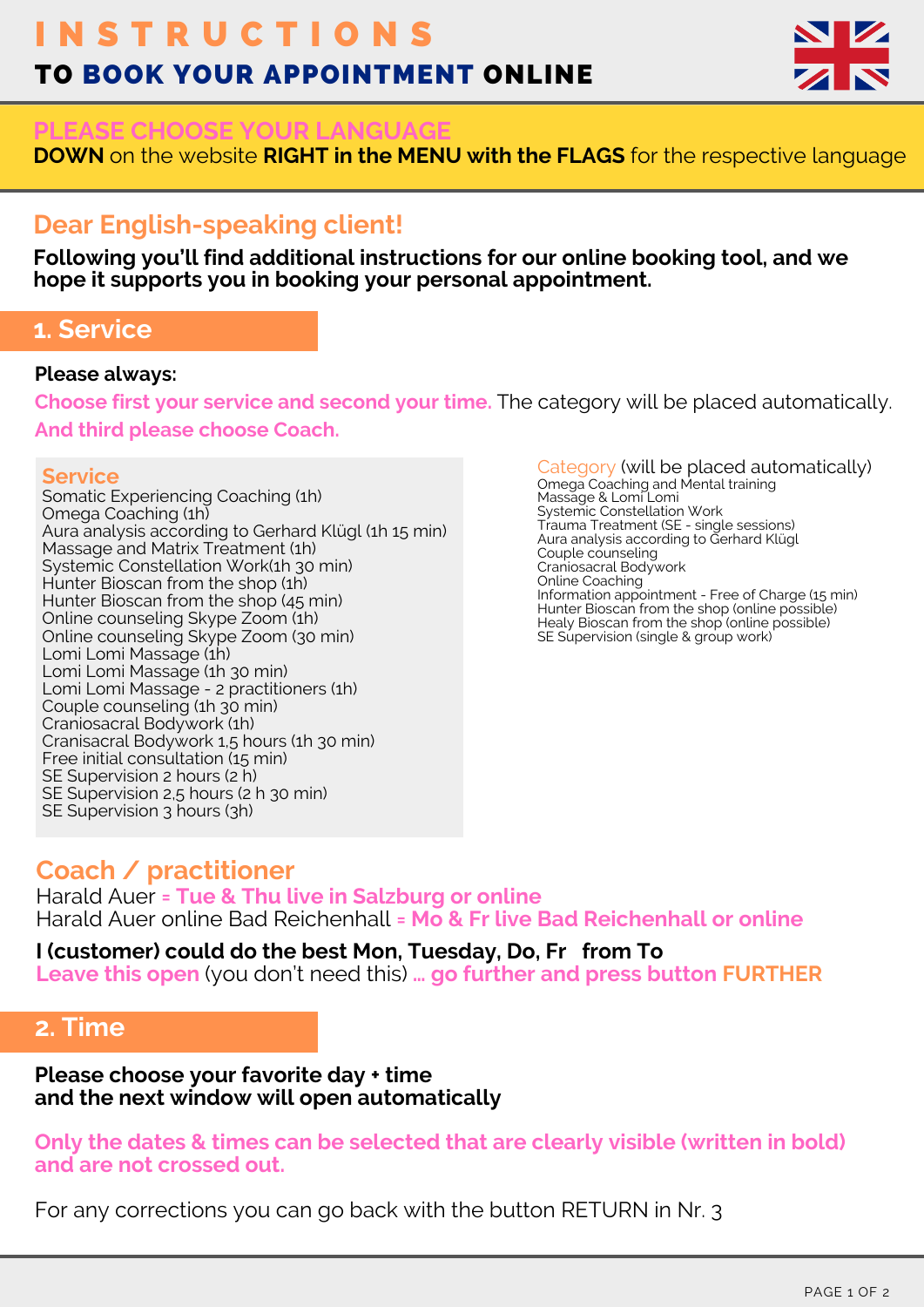# INSTRUCTIONS

## TO BOOK YOUR APPOINTMENT ONLINE

**PLEASE CHOOSE YOUR LANGUAGE**

**DOWN** on the website **RIGHT in the MENU with the FLAGS** for the respective language

## Dear English-speaking client!

**Following you'll find additional instructions for our online booking tool, and we hope it supports you in booking your personal appointment.**

## 1. Service

**Please always:**

**Choose first your service and second your time.** The category will be placed automatically.

**And third please choose Coach.**

**Service**

- Somatic Experiencing Coaching (1h)
- Omega Coaching (1h)
- Aura analysis according to Gerhard Klügl (1h 15 min)
- Massage and Matrix Treatment (1h)
- Systemic Constellation Work(1h 30 min)
- Hunter Bioscan from the shop (1h)
- Hunter Bioscan from the shop (45 min)
- Online counseling Skype Zoom (1h)
- Online counseling Skype Zoom (30 min)
- Lomi Lomi Massage (1h)
- Lomi Lomi Massage (1h 30 min)
- Lomi Lomi Massage - 2 practitioners (1h)
- Couple counseling (1h 30 min)
- Craniosacral Bodywork (1h)
- Cranisacral Bodywork 1,5 hours (1h 30 min)
- Free initial consultation (15 min)
- SE Supervision 2 hours (2 h)
- SE Supervision 2,5 hours (2 h 30 min)
- SE Supervision 3 hours (3h)

**Category** (will be placed automatically)

- Omega Coaching and Mental training
- Massage & Lomi Lomi
- Systemic Constellation Work
- Trauma Treatment (SE - single sessions)
- Aura analysis according to Gerhard Klügl
- Couple counseling
- Craniosacral Bodywork
- Online Coaching
- Information appointment - Free of Charge (15 min)
- Hunter Bioscan from the shop (online possible)
- Healy Bioscan from the shop (online possible)
- SE Supervision (single & group work)

### Coach / practitioner

Harald Auer **= Tue & Thu live in Salzburg or online**

Harald Auer online Bad Reichenhall **= Mo & Fr live Bad Reichenhall or online**

**I (customer) could do the best Mon, Tuesday, Do, Fr from To**

**Leave this open** (you don't need this) **... go further and press button FURTHER**

## 2. Time

**Please choose your favorite day + time and the next window will open automatically**

**Only the dates & times can be selected that are clearly visible (written in bold) and are not crossed out.**

For any corrections you can go back with the button RETURN in Nr. 3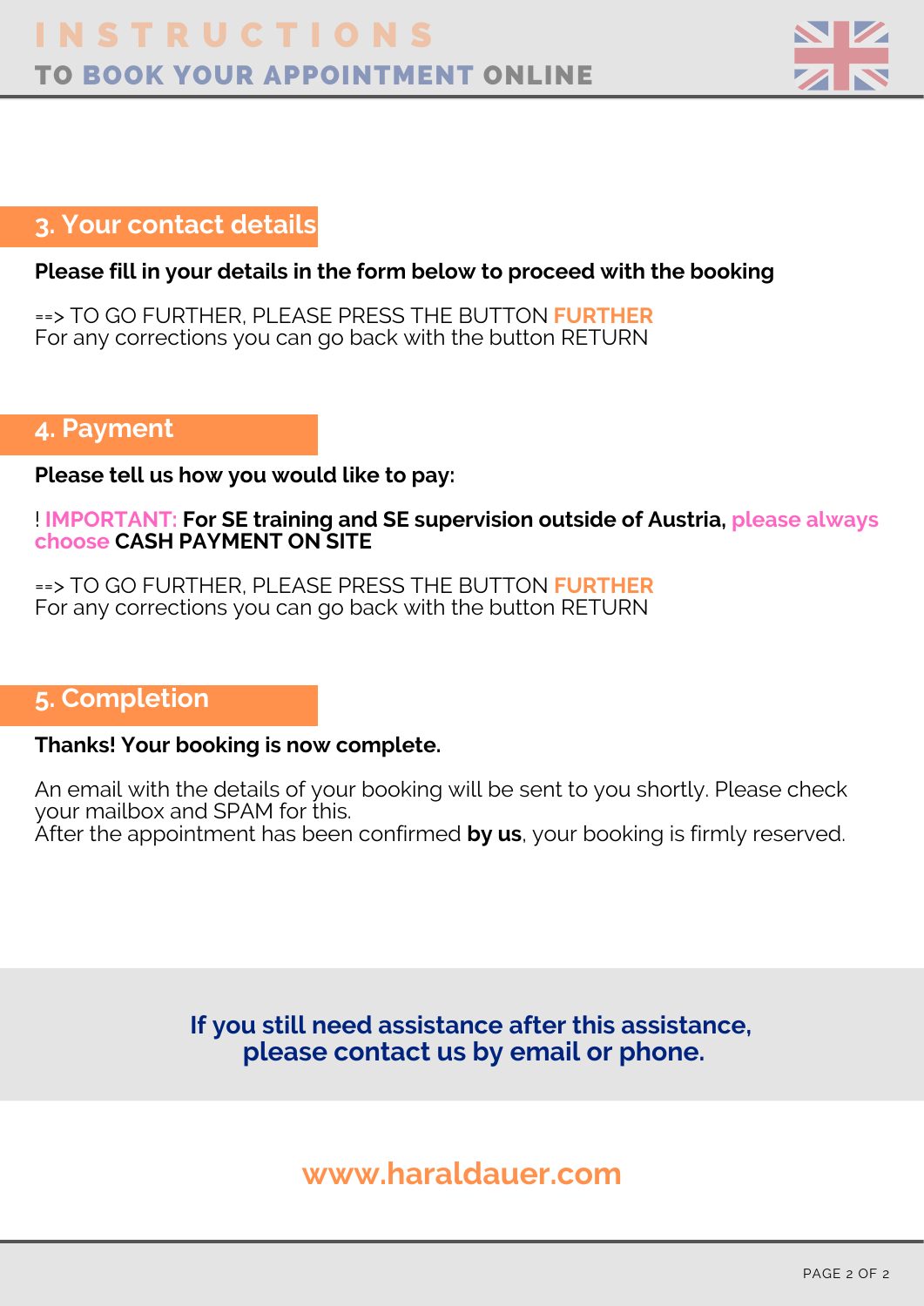## 3. Your contact details

**Please fill in your details in the form below to proceed with the booking**

==> TO GO FURTHER, PLEASE PRESS THE BUTTON **FURTHER**
For any corrections you can go back with the button RETURN

## 4. Payment

**Please tell us how you would like to pay:**

! **IMPORTANT: For SE training and SE supervision outside of Austria, please always choose CASH PAYMENT ON SITE**

==> TO GO FURTHER, PLEASE PRESS THE BUTTON **FURTHER**
For any corrections you can go back with the button RETURN

## 5. Completion

**Thanks! Your booking is now complete.**

An email with the details of your booking will be sent to you shortly. Please check your mailbox and SPAM for this.
After the appointment has been confirmed **by us**, your booking is firmly reserved.

**If you still need assistance after this assistance, please contact us by email or phone.**

**www.haraldauer.com**